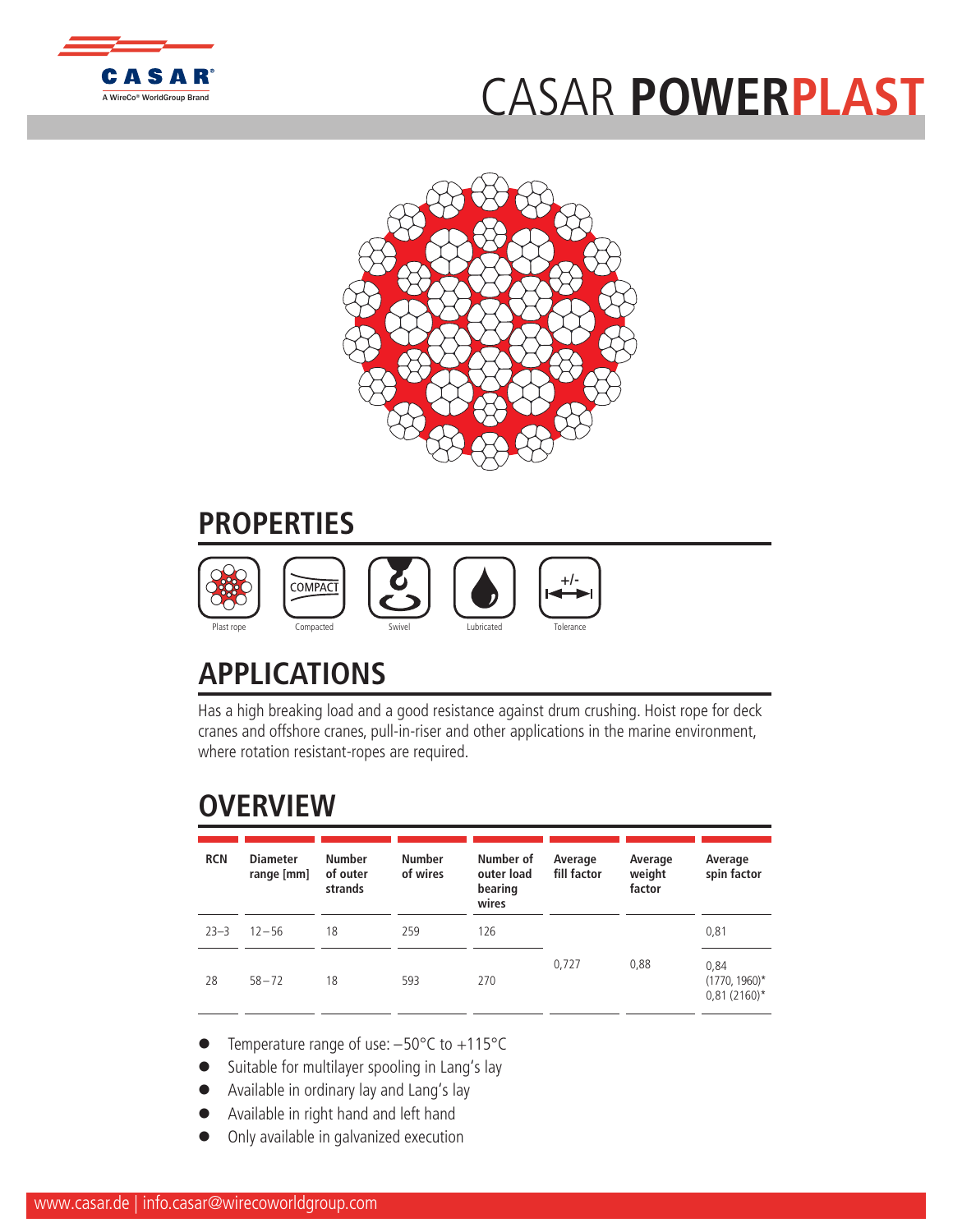CASAR
A WireCo® WorldGroup Brand

# CASAR POWERPLAST

## PROPERTIES

Plast rope | Compacted | Swivel | Lubricated | Tolerance

## APPLICATIONS

Has a high breaking load and a good resistance against drum crushing. Hoist rope for deck cranes and offshore cranes, pull-in-riser and other applications in the marine environment, where rotation resistant-ropes are required.

## OVERVIEW

| RCN | Diameter range [mm] | Number of outer strands | Number of wires | Number of outer load bearing wires | Average fill factor | Average weight factor | Average spin factor |
|---|---|---|---|---|---|---|---|
| 23–3 | 12 – 56 | 18 | 259 | 126 | 0,727 | 0,88 | 0,81 |
| 28 | 58 – 72 | 18 | 593 | 270 | | | 0,84 (1770, 1960)* 0,81 (2160)* |

- Temperature range of use: –50°C to +115°C
- Suitable for multilayer spooling in Lang's lay
- Available in ordinary lay and Lang's lay
- Available in right hand and left hand
- Only available in galvanized execution

www.casar.de | info.casar@wirecoworldgroup.com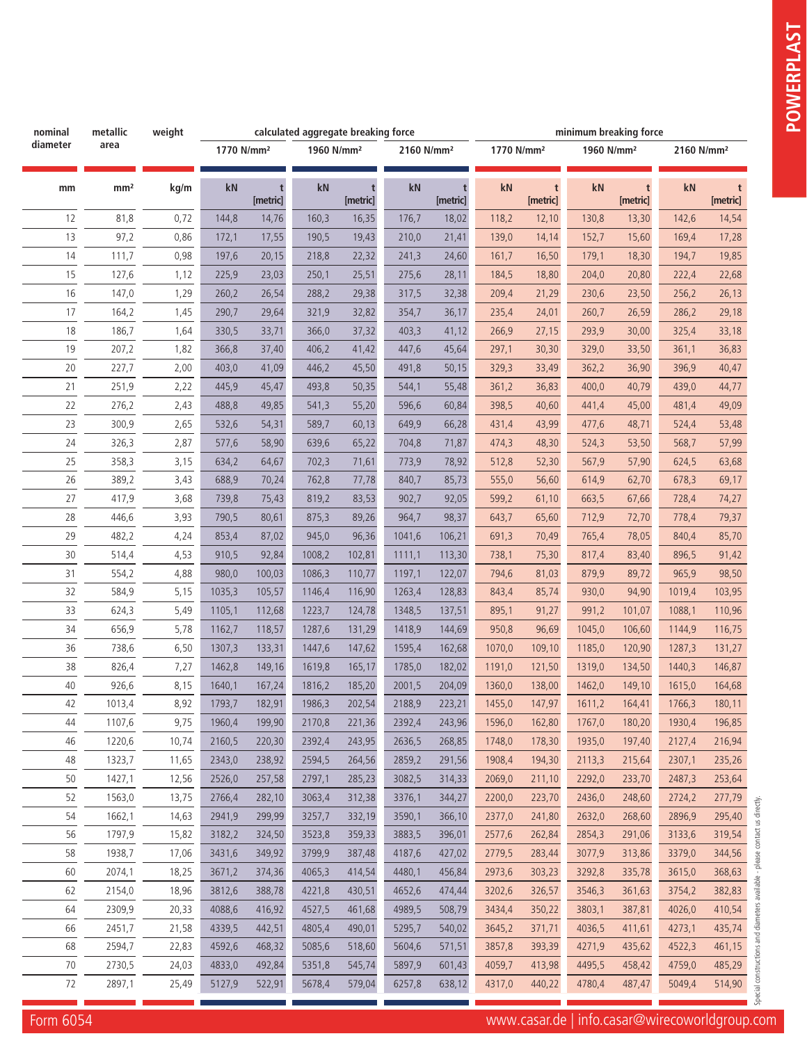POWERPLAST

| nominal diameter | metallic area | weight | calculated aggregate breaking force | | | | | | minimum breaking force | | | | | |
|---|---|---|---|---|---|---|---|---|---|---|---|---|---|---|
| | | | 1770 N/mm² | | 1960 N/mm² | | 2160 N/mm² | | 1770 N/mm² | | 1960 N/mm² | | 2160 N/mm² | |
| mm | mm² | kg/m | kN | t [metric] | kN | t [metric] | kN | t [metric] | kN | t [metric] | kN | t [metric] | kN | t [metric] |
| 12 | 81,8 | 0,72 | 144,8 | 14,76 | 160,3 | 16,35 | 176,7 | 18,02 | 118,2 | 12,10 | 130,8 | 13,30 | 142,6 | 14,54 |
| 13 | 97,2 | 0,86 | 172,1 | 17,55 | 190,5 | 19,43 | 210,0 | 21,41 | 139,0 | 14,14 | 152,7 | 15,60 | 169,4 | 17,28 |
| 14 | 111,7 | 0,98 | 197,6 | 20,15 | 218,8 | 22,32 | 241,3 | 24,60 | 161,7 | 16,50 | 179,1 | 18,30 | 194,7 | 19,85 |
| 15 | 127,6 | 1,12 | 225,9 | 23,03 | 250,1 | 25,51 | 275,6 | 28,11 | 184,5 | 18,80 | 204,0 | 20,80 | 222,4 | 22,68 |
| 16 | 147,0 | 1,29 | 260,2 | 26,54 | 288,2 | 29,38 | 317,5 | 32,38 | 209,4 | 21,29 | 230,6 | 23,50 | 256,2 | 26,13 |
| 17 | 164,2 | 1,45 | 290,7 | 29,64 | 321,9 | 32,82 | 354,7 | 36,17 | 235,4 | 24,01 | 260,7 | 26,59 | 286,2 | 29,18 |
| 18 | 186,7 | 1,64 | 330,5 | 33,71 | 366,0 | 37,32 | 403,3 | 41,12 | 266,9 | 27,15 | 293,9 | 30,00 | 325,4 | 33,18 |
| 19 | 207,2 | 1,82 | 366,8 | 37,40 | 406,2 | 41,42 | 447,6 | 45,64 | 297,1 | 30,30 | 329,0 | 33,50 | 361,1 | 36,83 |
| 20 | 227,7 | 2,00 | 403,0 | 41,09 | 446,2 | 45,50 | 491,8 | 50,15 | 329,3 | 33,49 | 362,2 | 36,90 | 396,9 | 40,47 |
| 21 | 251,9 | 2,22 | 445,9 | 45,47 | 493,8 | 50,35 | 544,1 | 55,48 | 361,2 | 36,83 | 400,0 | 40,79 | 439,0 | 44,77 |
| 22 | 276,2 | 2,43 | 488,8 | 49,85 | 541,3 | 55,20 | 596,6 | 60,84 | 398,5 | 40,60 | 441,4 | 45,00 | 481,4 | 49,09 |
| 23 | 300,9 | 2,65 | 532,6 | 54,31 | 589,7 | 60,13 | 649,9 | 66,28 | 431,4 | 43,99 | 477,6 | 48,71 | 524,4 | 53,48 |
| 24 | 326,3 | 2,87 | 577,6 | 58,90 | 639,6 | 65,22 | 704,8 | 71,87 | 474,3 | 48,30 | 524,3 | 53,50 | 568,7 | 57,99 |
| 25 | 358,3 | 3,15 | 634,2 | 64,67 | 702,3 | 71,61 | 773,9 | 78,92 | 512,8 | 52,30 | 567,9 | 57,90 | 624,5 | 63,68 |
| 26 | 389,2 | 3,43 | 688,9 | 70,24 | 762,8 | 77,78 | 840,7 | 85,73 | 555,0 | 56,60 | 614,9 | 62,70 | 678,3 | 69,17 |
| 27 | 417,9 | 3,68 | 739,8 | 75,43 | 819,2 | 83,53 | 902,7 | 92,05 | 599,2 | 61,10 | 663,5 | 67,66 | 728,4 | 74,27 |
| 28 | 446,6 | 3,93 | 790,5 | 80,61 | 875,3 | 89,26 | 964,7 | 98,37 | 643,7 | 65,60 | 712,9 | 72,70 | 778,4 | 79,37 |
| 29 | 482,2 | 4,24 | 853,4 | 87,02 | 945,0 | 96,36 | 1041,6 | 106,21 | 691,3 | 70,49 | 765,4 | 78,05 | 840,4 | 85,70 |
| 30 | 514,4 | 4,53 | 910,5 | 92,84 | 1008,2 | 102,81 | 1111,1 | 113,30 | 738,1 | 75,30 | 817,4 | 83,40 | 896,5 | 91,42 |
| 31 | 554,2 | 4,88 | 980,0 | 100,03 | 1086,3 | 110,77 | 1197,1 | 122,07 | 794,6 | 81,03 | 879,9 | 89,72 | 965,9 | 98,50 |
| 32 | 584,9 | 5,15 | 1035,3 | 105,57 | 1146,4 | 116,90 | 1263,4 | 128,83 | 843,4 | 85,74 | 930,0 | 94,90 | 1019,4 | 103,95 |
| 33 | 624,3 | 5,49 | 1105,1 | 112,68 | 1223,7 | 124,78 | 1348,5 | 137,51 | 895,1 | 91,27 | 991,2 | 101,07 | 1088,1 | 110,96 |
| 34 | 656,9 | 5,78 | 1162,7 | 118,57 | 1287,6 | 131,29 | 1418,9 | 144,69 | 950,8 | 96,69 | 1045,0 | 106,60 | 1144,9 | 116,75 |
| 36 | 738,6 | 6,50 | 1307,3 | 133,31 | 1447,6 | 147,62 | 1595,4 | 162,68 | 1070,0 | 109,10 | 1185,0 | 120,90 | 1287,3 | 131,27 |
| 38 | 826,4 | 7,27 | 1462,8 | 149,16 | 1619,8 | 165,17 | 1785,0 | 182,02 | 1191,0 | 121,50 | 1319,0 | 134,50 | 1440,3 | 146,87 |
| 40 | 926,6 | 8,15 | 1640,1 | 167,24 | 1816,2 | 185,20 | 2001,5 | 204,09 | 1360,0 | 138,00 | 1462,0 | 149,10 | 1615,0 | 164,68 |
| 42 | 1013,4 | 8,92 | 1793,7 | 182,91 | 1986,3 | 202,54 | 2188,9 | 223,21 | 1455,0 | 147,97 | 1611,2 | 164,41 | 1766,3 | 180,11 |
| 44 | 1107,6 | 9,75 | 1960,4 | 199,90 | 2170,8 | 221,36 | 2392,4 | 243,96 | 1596,0 | 162,80 | 1767,0 | 180,20 | 1930,4 | 196,85 |
| 46 | 1220,6 | 10,74 | 2160,5 | 220,30 | 2392,4 | 243,95 | 2636,5 | 268,85 | 1748,0 | 178,30 | 1935,0 | 197,40 | 2127,4 | 216,94 |
| 48 | 1323,7 | 11,65 | 2343,0 | 238,92 | 2594,5 | 264,56 | 2859,2 | 291,56 | 1908,4 | 194,30 | 2113,3 | 215,64 | 2307,1 | 235,26 |
| 50 | 1427,1 | 12,56 | 2526,0 | 257,58 | 2797,1 | 285,23 | 3082,5 | 314,33 | 2069,0 | 211,10 | 2292,0 | 233,70 | 2487,3 | 253,64 |
| 52 | 1563,0 | 13,75 | 2766,4 | 282,10 | 3063,4 | 312,38 | 3376,1 | 344,27 | 2200,0 | 223,70 | 2436,0 | 248,60 | 2724,2 | 277,79 |
| 54 | 1662,1 | 14,63 | 2941,9 | 299,99 | 3257,7 | 332,19 | 3590,1 | 366,10 | 2377,0 | 241,80 | 2632,0 | 268,60 | 2896,9 | 295,40 |
| 56 | 1797,9 | 15,82 | 3182,2 | 324,50 | 3523,8 | 359,33 | 3883,5 | 396,01 | 2577,6 | 262,84 | 2854,3 | 291,06 | 3133,6 | 319,54 |
| 58 | 1938,7 | 17,06 | 3431,6 | 349,92 | 3799,9 | 387,48 | 4187,6 | 427,02 | 2779,5 | 283,44 | 3077,9 | 313,86 | 3379,0 | 344,56 |
| 60 | 2074,1 | 18,25 | 3671,2 | 374,36 | 4065,3 | 414,54 | 4480,1 | 456,84 | 2973,6 | 303,23 | 3292,8 | 335,78 | 3615,0 | 368,63 |
| 62 | 2154,0 | 18,96 | 3812,6 | 388,78 | 4221,8 | 430,51 | 4652,6 | 474,44 | 3202,6 | 326,57 | 3546,3 | 361,63 | 3754,2 | 382,83 |
| 64 | 2309,9 | 20,33 | 4088,6 | 416,92 | 4527,5 | 461,68 | 4989,5 | 508,79 | 3434,4 | 350,22 | 3803,1 | 387,81 | 4026,0 | 410,54 |
| 66 | 2451,7 | 21,58 | 4339,5 | 442,51 | 4805,4 | 490,01 | 5295,7 | 540,02 | 3645,2 | 371,71 | 4036,5 | 411,61 | 4273,1 | 435,74 |
| 68 | 2594,7 | 22,83 | 4592,6 | 468,32 | 5085,6 | 518,60 | 5604,6 | 571,51 | 3857,8 | 393,39 | 4271,9 | 435,62 | 4522,3 | 461,15 |
| 70 | 2730,5 | 24,03 | 4833,0 | 492,84 | 5351,8 | 545,74 | 5897,9 | 601,43 | 4059,7 | 413,98 | 4495,5 | 458,42 | 4759,0 | 485,29 |
| 72 | 2897,1 | 25,49 | 5127,9 | 522,91 | 5678,4 | 579,04 | 6257,8 | 638,12 | 4317,0 | 440,22 | 4780,4 | 487,47 | 5049,4 | 514,90 |

Special constructions and diameters available - please contact us directly.

Form 6054

www.casar.de | info.casar@wirecoworldgroup.com